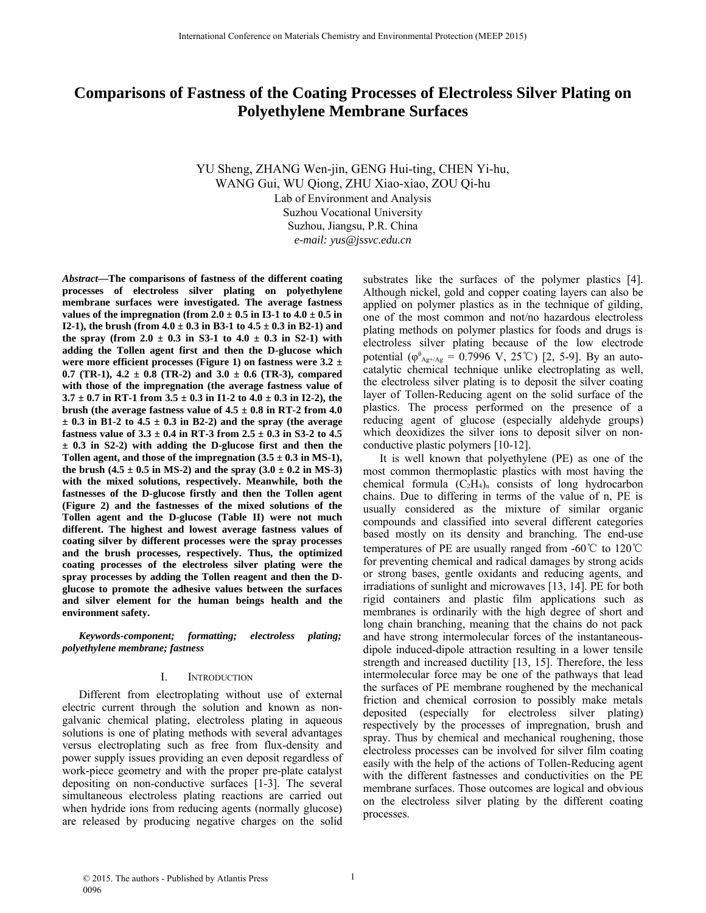# Comparisons of Fastness of the Coating Processes of Electroless Silver Plating on Polyethylene Membrane Surfaces

YU Sheng, ZHANG Wen-jin, GENG Hui-ting, CHEN Yi-hu, WANG Gui, WU Qiong, ZHU Xiao-xiao, ZOU Qi-hu

Lab of Environment and Analysis
Suzhou Vocational University
Suzhou, Jiangsu, P.R. China
*e-mail: yus@jssvc.edu.cn*

***Abstract*—The comparisons of fastness of the different coating processes of electroless silver plating on polyethylene membrane surfaces were investigated. The average fastness values of the impregnation (from 2.0 ± 0.5 in I3-1 to 4.0 ± 0.5 in I2-1), the brush (from 4.0 ± 0.3 in B3-1 to 4.5 ± 0.3 in B2-1) and the spray (from 2.0 ± 0.3 in S3-1 to 4.0 ± 0.3 in S2-1) with adding the Tollen agent first and then the D-glucose which were more efficient processes (Figure 1) on fastness were 3.2 ± 0.7 (TR-1), 4.2 ± 0.8 (TR-2) and 3.0 ± 0.6 (TR-3), compared with those of the impregnation (the average fastness value of 3.7 ± 0.7 in RT-1 from 3.5 ± 0.3 in I1-2 to 4.0 ± 0.3 in I2-2), the brush (the average fastness value of 4.5 ± 0.8 in RT-2 from 4.0 ± 0.3 in B1-2 to 4.5 ± 0.3 in B2-2) and the spray (the average fastness value of 3.3 ± 0.4 in RT-3 from 2.5 ± 0.3 in S3-2 to 4.5 ± 0.3 in S2-2) with adding the D-glucose first and then the Tollen agent, and those of the impregnation (3.5 ± 0.3 in MS-1), the brush (4.5 ± 0.5 in MS-2) and the spray (3.0 ± 0.2 in MS-3) with the mixed solutions, respectively. Meanwhile, both the fastnesses of the D-glucose firstly and then the Tollen agent (Figure 2) and the fastnesses of the mixed solutions of the Tollen agent and the D-glucose (Table II) were not much different. The highest and lowest average fastness values of coating silver by different processes were the spray processes and the brush processes, respectively. Thus, the optimized coating processes of the electroless silver plating were the spray processes by adding the Tollen reagent and then the D-glucose to promote the adhesive values between the surfaces and silver element for the human beings health and the environment safety.**

***Keywords-component; formatting; electroless plating; polyethylene membrane; fastness***

## I. Introduction

Different from electroplating without use of external electric current through the solution and known as non-galvanic chemical plating, electroless plating in aqueous solutions is one of plating methods with several advantages versus electroplating such as free from flux-density and power supply issues providing an even deposit regardless of work-piece geometry and with the proper pre-plate catalyst depositing on non-conductive surfaces [1-3]. The several simultaneous electroless plating reactions are carried out when hydride ions from reducing agents (normally glucose) are released by producing negative charges on the solid substrates like the surfaces of the polymer plastics [4]. Although nickel, gold and copper coating layers can also be applied on polymer plastics as in the technique of gilding, one of the most common and not/no hazardous electroless plating methods on polymer plastics for foods and drugs is electroless silver plating because of the low electrode potential ($\varphi^{\theta}_{Ag^{+}/Ag}$ = 0.7996 V, 25℃) [2, 5-9]. By an auto-catalytic chemical technique unlike electroplating as well, the electroless silver plating is to deposit the silver coating layer of Tollen-Reducing agent on the solid surface of the plastics. The process performed on the presence of a reducing agent of glucose (especially aldehyde groups) which deoxidizes the silver ions to deposit silver on non-conductive plastic polymers [10-12].

It is well known that polyethylene (PE) as one of the most common thermoplastic plastics with most having the chemical formula $(C_2H_4)_n$ consists of long hydrocarbon chains. Due to differing in terms of the value of n, PE is usually considered as the mixture of similar organic compounds and classified into several different categories based mostly on its density and branching. The end-use temperatures of PE are usually ranged from -60℃ to 120℃ for preventing chemical and radical damages by strong acids or strong bases, gentle oxidants and reducing agents, and irradiations of sunlight and microwaves [13, 14]. PE for both rigid containers and plastic film applications such as membranes is ordinarily with the high degree of short and long chain branching, meaning that the chains do not pack and have strong intermolecular forces of the instantaneous-dipole induced-dipole attraction resulting in a lower tensile strength and increased ductility [13, 15]. Therefore, the less intermolecular force may be one of the pathways that lead the surfaces of PE membrane roughened by the mechanical friction and chemical corrosion to possibly make metals deposited (especially for electroless silver plating) respectively by the processes of impregnation, brush and spray. Thus by chemical and mechanical roughening, those electroless processes can be involved for silver film coating easily with the help of the actions of Tollen-Reducing agent with the different fastnesses and conductivities on the PE membrane surfaces. Those outcomes are logical and obvious on the electroless silver plating by the different coating processes.

© 2015. The authors - Published by Atlantis Press
0096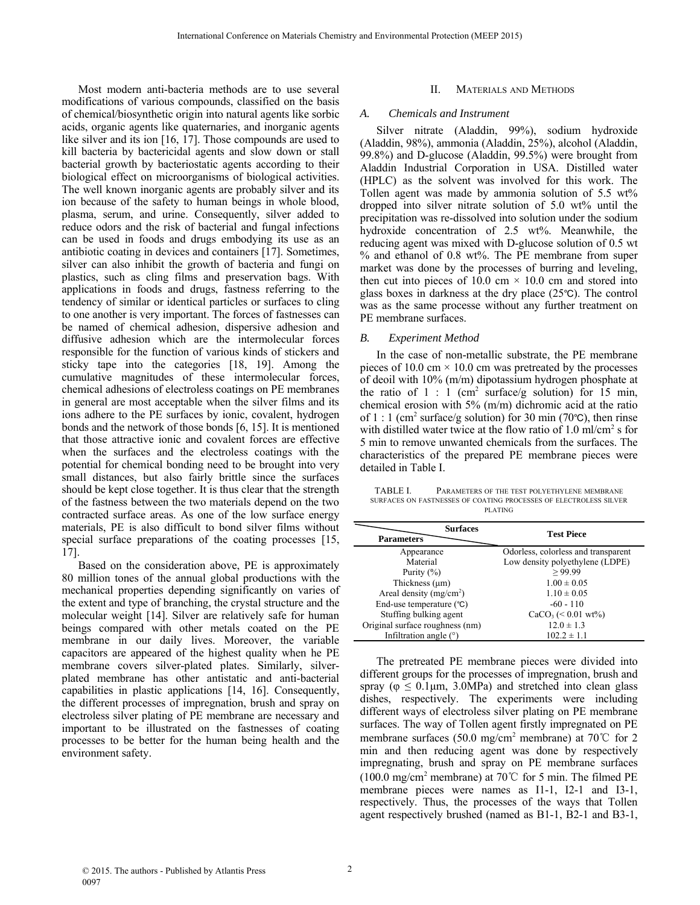Most modern anti-bacteria methods are to use several modifications of various compounds, classified on the basis of chemical/biosynthetic origin into natural agents like sorbic acids, organic agents like quaternaries, and inorganic agents like silver and its ion [16, 17]. Those compounds are used to kill bacteria by bactericidal agents and slow down or stall bacterial growth by bacteriostatic agents according to their biological effect on microorganisms of biological activities. The well known inorganic agents are probably silver and its ion because of the safety to human beings in whole blood, plasma, serum, and urine. Consequently, silver added to reduce odors and the risk of bacterial and fungal infections can be used in foods and drugs embodying its use as an antibiotic coating in devices and containers [17]. Sometimes, silver can also inhibit the growth of bacteria and fungi on plastics, such as cling films and preservation bags. With applications in foods and drugs, fastness referring to the tendency of similar or identical particles or surfaces to cling to one another is very important. The forces of fastnesses can be named of chemical adhesion, dispersive adhesion and diffusive adhesion which are the intermolecular forces responsible for the function of various kinds of stickers and sticky tape into the categories [18, 19]. Among the cumulative magnitudes of these intermolecular forces, chemical adhesions of electroless coatings on PE membranes in general are most acceptable when the silver films and its ions adhere to the PE surfaces by ionic, covalent, hydrogen bonds and the network of those bonds [6, 15]. It is mentioned that those attractive ionic and covalent forces are effective when the surfaces and the electroless coatings with the potential for chemical bonding need to be brought into very small distances, but also fairly brittle since the surfaces should be kept close together. It is thus clear that the strength of the fastness between the two materials depend on the two contracted surface areas. As one of the low surface energy materials, PE is also difficult to bond silver films without special surface preparations of the coating processes [15, 17].

Based on the consideration above, PE is approximately 80 million tones of the annual global productions with the mechanical properties depending significantly on varies of the extent and type of branching, the crystal structure and the molecular weight [14]. Silver are relatively safe for human beings compared with other metals coated on the PE membrane in our daily lives. Moreover, the variable capacitors are appeared of the highest quality when he PE membrane covers silver-plated plates. Similarly, silver-plated membrane has other antistatic and anti-bacterial capabilities in plastic applications [14, 16]. Consequently, the different processes of impregnation, brush and spray on electroless silver plating of PE membrane are necessary and important to be illustrated on the fastnesses of coating processes to be better for the human being health and the environment safety.

## II. Materials and Methods

### A. Chemicals and Instrument

Silver nitrate (Aladdin, 99%), sodium hydroxide (Aladdin, 98%), ammonia (Aladdin, 25%), alcohol (Aladdin, 99.8%) and D-glucose (Aladdin, 99.5%) were brought from Aladdin Industrial Corporation in USA. Distilled water (HPLC) as the solvent was involved for this work. The Tollen agent was made by ammonia solution of 5.5 wt% dropped into silver nitrate solution of 5.0 wt% until the precipitation was re-dissolved into solution under the sodium hydroxide concentration of 2.5 wt%. Meanwhile, the reducing agent was mixed with D-glucose solution of 0.5 wt % and ethanol of 0.8 wt%. The PE membrane from super market was done by the processes of burring and leveling, then cut into pieces of 10.0 cm × 10.0 cm and stored into glass boxes in darkness at the dry place (25℃). The control was as the same processe without any further treatment on PE membrane surfaces.

### B. Experiment Method

In the case of non-metallic substrate, the PE membrane pieces of 10.0 cm × 10.0 cm was pretreated by the processes of deoil with 10% (m/m) dipotassium hydrogen phosphate at the ratio of 1 : 1 ($cm^2$ surface/g solution) for 15 min, chemical erosion with 5% (m/m) dichromic acid at the ratio of 1 : 1 ($cm^2$ surface/g solution) for 30 min (70℃), then rinse with distilled water twice at the flow ratio of 1.0 ml/$cm^2$ s for 5 min to remove unwanted chemicals from the surfaces. The characteristics of the prepared PE membrane pieces were detailed in Table I.

TABLE I. Parameters of the test polyethylene membrane surfaces on fastnesses of coating processes of electroless silver plating

| Parameters \ Surfaces | Test Piece |
|---|---|
| Appearance | Odorless, colorless and transparent |
| Material | Low density polyethylene (LDPE) |
| Purity (%) | ≥ 99.99 |
| Thickness (μm) | 1.00 ± 0.05 |
| Areal density (mg/$cm^2$) | 1.10 ± 0.05 |
| End-use temperature (℃) | -60 - 110 |
| Stuffing bulking agent | $CaCO_3$ (< 0.01 wt%) |
| Original surface roughness (nm) | 12.0 ± 1.3 |
| Infiltration angle (°) | 102.2 ± 1.1 |

The pretreated PE membrane pieces were divided into different groups for the processes of impregnation, brush and spray (φ ≤ 0.1μm, 3.0MPa) and stretched into clean glass dishes, respectively. The experiments were including different ways of electroless silver plating on PE membrane surfaces. The way of Tollen agent firstly impregnated on PE membrane surfaces (50.0 mg/$cm^2$ membrane) at 70℃ for 2 min and then reducing agent was done by respectively impregnating, brush and spray on PE membrane surfaces (100.0 mg/$cm^2$ membrane) at 70℃ for 5 min. The filmed PE membrane pieces were names as I1-1, I2-1 and I3-1, respectively. Thus, the processes of the ways that Tollen agent respectively brushed (named as B1-1, B2-1 and B3-1,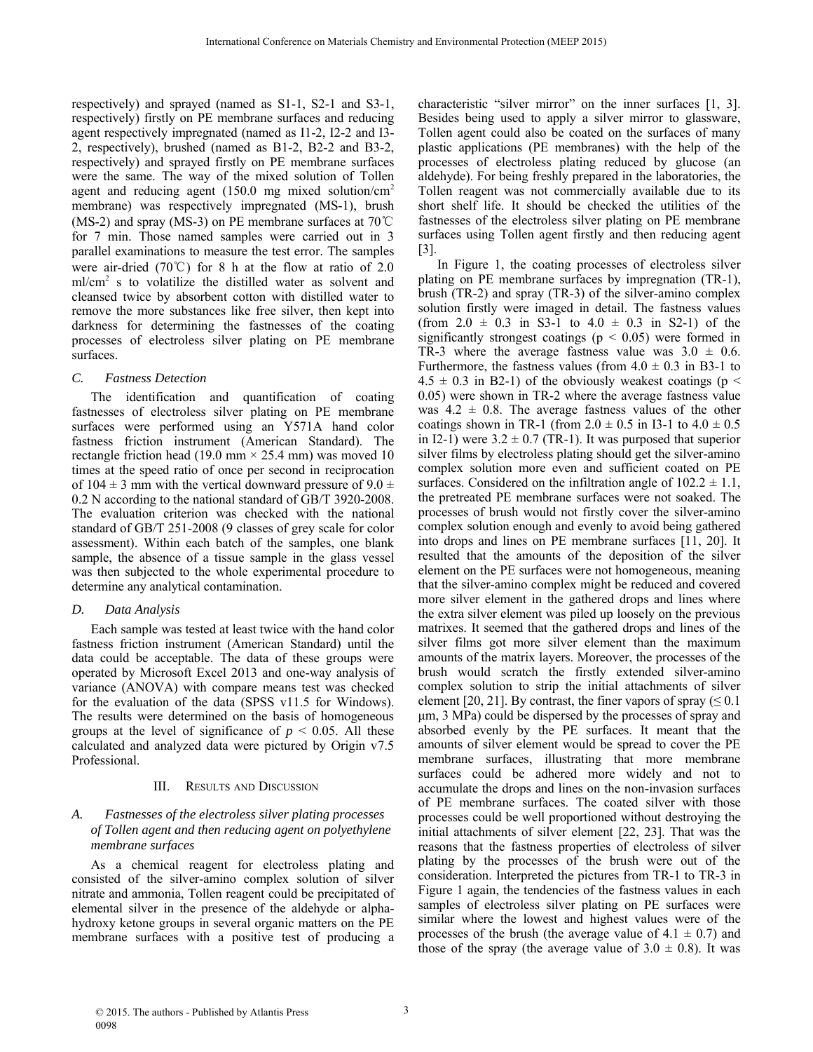respectively) and sprayed (named as S1-1, S2-1 and S3-1, respectively) firstly on PE membrane surfaces and reducing agent respectively impregnated (named as I1-2, I2-2 and I3-2, respectively), brushed (named as B1-2, B2-2 and B3-2, respectively) and sprayed firstly on PE membrane surfaces were the same. The way of the mixed solution of Tollen agent and reducing agent (150.0 mg mixed solution/cm$^2$ membrane) was respectively impregnated (MS-1), brush (MS-2) and spray (MS-3) on PE membrane surfaces at 70℃ for 7 min. Those named samples were carried out in 3 parallel examinations to measure the test error. The samples were air-dried (70℃) for 8 h at the flow at ratio of 2.0 ml/cm$^2$ s to volatilize the distilled water as solvent and cleansed twice by absorbent cotton with distilled water to remove the more substances like free silver, then kept into darkness for determining the fastnesses of the coating processes of electroless silver plating on PE membrane surfaces.

### *C. Fastness Detection*

The identification and quantification of coating fastnesses of electroless silver plating on PE membrane surfaces were performed using an Y571A hand color fastness friction instrument (American Standard). The rectangle friction head (19.0 mm × 25.4 mm) was moved 10 times at the speed ratio of once per second in reciprocation of 104 ± 3 mm with the vertical downward pressure of 9.0 ± 0.2 N according to the national standard of GB/T 3920-2008. The evaluation criterion was checked with the national standard of GB/T 251-2008 (9 classes of grey scale for color assessment). Within each batch of the samples, one blank sample, the absence of a tissue sample in the glass vessel was then subjected to the whole experimental procedure to determine any analytical contamination.

### *D. Data Analysis*

Each sample was tested at least twice with the hand color fastness friction instrument (American Standard) until the data could be acceptable. The data of these groups were operated by Microsoft Excel 2013 and one-way analysis of variance (ANOVA) with compare means test was checked for the evaluation of the data (SPSS v11.5 for Windows). The results were determined on the basis of homogeneous groups at the level of significance of $p < 0.05$. All these calculated and analyzed data were pictured by Origin v7.5 Professional.

## III. Results and Discussion

### *A. Fastnesses of the electroless silver plating processes of Tollen agent and then reducing agent on polyethylene membrane surfaces*

As a chemical reagent for electroless plating and consisted of the silver-amino complex solution of silver nitrate and ammonia, Tollen reagent could be precipitated of elemental silver in the presence of the aldehyde or alpha-hydroxy ketone groups in several organic matters on the PE membrane surfaces with a positive test of producing a characteristic "silver mirror" on the inner surfaces [1, 3]. Besides being used to apply a silver mirror to glassware, Tollen agent could also be coated on the surfaces of many plastic applications (PE membranes) with the help of the processes of electroless plating reduced by glucose (an aldehyde). For being freshly prepared in the laboratories, the Tollen reagent was not commercially available due to its short shelf life. It should be checked the utilities of the fastnesses of the electroless silver plating on PE membrane surfaces using Tollen agent firstly and then reducing agent [3].

In Figure 1, the coating processes of electroless silver plating on PE membrane surfaces by impregnation (TR-1), brush (TR-2) and spray (TR-3) of the silver-amino complex solution firstly were imaged in detail. The fastness values (from 2.0 ± 0.3 in S3-1 to 4.0 ± 0.3 in S2-1) of the significantly strongest coatings ($p < 0.05$) were formed in TR-3 where the average fastness value was 3.0 ± 0.6. Furthermore, the fastness values (from 4.0 ± 0.3 in B3-1 to 4.5 ± 0.3 in B2-1) of the obviously weakest coatings ($p < 0.05$) were shown in TR-2 where the average fastness value was 4.2 ± 0.8. The average fastness values of the other coatings shown in TR-1 (from 2.0 ± 0.5 in I3-1 to 4.0 ± 0.5 in I2-1) were 3.2 ± 0.7 (TR-1). It was purposed that superior silver films by electroless plating should get the silver-amino complex solution more even and sufficient coated on PE surfaces. Considered on the infiltration angle of 102.2 ± 1.1, the pretreated PE membrane surfaces were not soaked. The processes of brush would not firstly cover the silver-amino complex solution enough and evenly to avoid being gathered into drops and lines on PE membrane surfaces [11, 20]. It resulted that the amounts of the deposition of the silver element on the PE surfaces were not homogeneous, meaning that the silver-amino complex might be reduced and covered more silver element in the gathered drops and lines where the extra silver element was piled up loosely on the previous matrixes. It seemed that the gathered drops and lines of the silver films got more silver element than the maximum amounts of the matrix layers. Moreover, the processes of the brush would scratch the firstly extended silver-amino complex solution to strip the initial attachments of silver element [20, 21]. By contrast, the finer vapors of spray (≤ 0.1 μm, 3 MPa) could be dispersed by the processes of spray and absorbed evenly by the PE surfaces. It meant that the amounts of silver element would be spread to cover the PE membrane surfaces, illustrating that more membrane surfaces could be adhered more widely and not to accumulate the drops and lines on the non-invasion surfaces of PE membrane surfaces. The coated silver with those processes could be well proportioned without destroying the initial attachments of silver element [22, 23]. That was the reasons that the fastness properties of electroless of silver plating by the processes of the brush were out of the consideration. Interpreted the pictures from TR-1 to TR-3 in Figure 1 again, the tendencies of the fastness values in each samples of electroless silver plating on PE surfaces were similar where the lowest and highest values were of the processes of the brush (the average value of 4.1 ± 0.7) and those of the spray (the average value of 3.0 ± 0.8). It was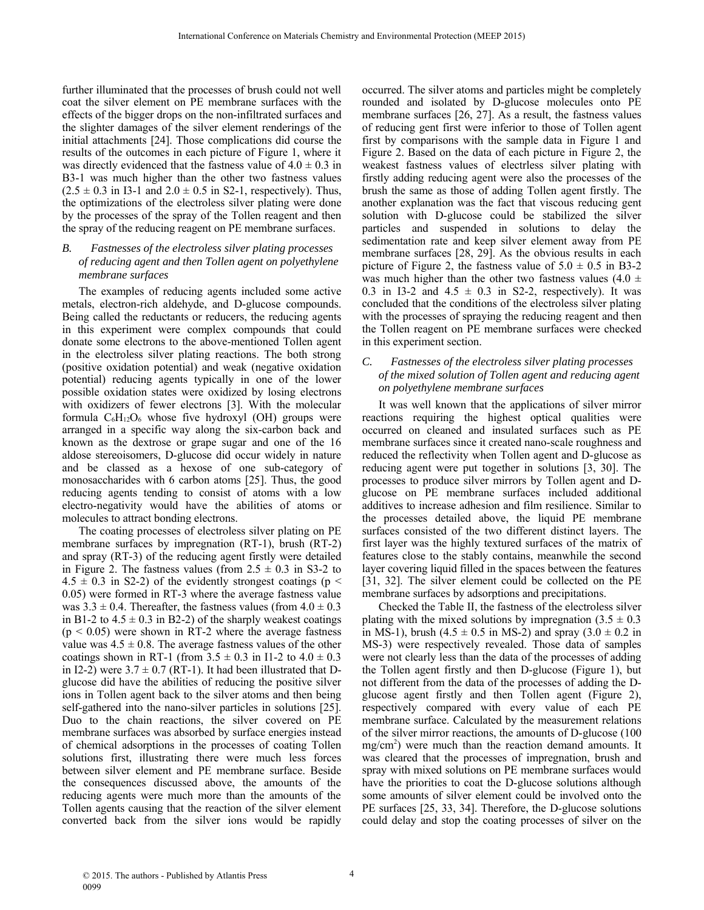further illuminated that the processes of brush could not well coat the silver element on PE membrane surfaces with the effects of the bigger drops on the non-infiltrated surfaces and the slighter damages of the silver element renderings of the initial attachments [24]. Those complications did course the results of the outcomes in each picture of Figure 1, where it was directly evidenced that the fastness value of $4.0 \pm 0.3$ in B3-1 was much higher than the other two fastness values ($2.5 \pm 0.3$ in I3-1 and $2.0 \pm 0.5$ in S2-1, respectively). Thus, the optimizations of the electroless silver plating were done by the processes of the spray of the Tollen reagent and then the spray of the reducing reagent on PE membrane surfaces.

### *B. Fastnesses of the electroless silver plating processes of reducing agent and then Tollen agent on polyethylene membrane surfaces*

The examples of reducing agents included some active metals, electron-rich aldehyde, and D-glucose compounds. Being called the reductants or reducers, the reducing agents in this experiment were complex compounds that could donate some electrons to the above-mentioned Tollen agent in the electroless silver plating reactions. The both strong (positive oxidation potential) and weak (negative oxidation potential) reducing agents typically in one of the lower possible oxidation states were oxidized by losing electrons with oxidizers of fewer electrons [3]. With the molecular formula $C_6H_{12}O_6$ whose five hydroxyl (OH) groups were arranged in a specific way along the six-carbon back and known as the dextrose or grape sugar and one of the 16 aldose stereoisomers, D-glucose did occur widely in nature and be classed as a hexose of one sub-category of monosaccharides with 6 carbon atoms [25]. Thus, the good reducing agents tending to consist of atoms with a low electro-negativity would have the abilities of atoms or molecules to attract bonding electrons.

The coating processes of electroless silver plating on PE membrane surfaces by impregnation (RT-1), brush (RT-2) and spray (RT-3) of the reducing agent firstly were detailed in Figure 2. The fastness values (from $2.5 \pm 0.3$ in S3-2 to $4.5 \pm 0.3$ in S2-2) of the evidently strongest coatings ($p < 0.05$) were formed in RT-3 where the average fastness value was $3.3 \pm 0.4$. Thereafter, the fastness values (from $4.0 \pm 0.3$ in B1-2 to $4.5 \pm 0.3$ in B2-2) of the sharply weakest coatings ($p < 0.05$) were shown in RT-2 where the average fastness value was $4.5 \pm 0.8$. The average fastness values of the other coatings shown in RT-1 (from $3.5 \pm 0.3$ in I1-2 to $4.0 \pm 0.3$ in I2-2) were $3.7 \pm 0.7$ (RT-1). It had been illustrated that D-glucose did have the abilities of reducing the positive silver ions in Tollen agent back to the silver atoms and then being self-gathered into the nano-silver particles in solutions [25]. Duo to the chain reactions, the silver covered on PE membrane surfaces was absorbed by surface energies instead of chemical adsorptions in the processes of coating Tollen solutions first, illustrating there were much less forces between silver element and PE membrane surface. Beside the consequences discussed above, the amounts of the reducing agents were much more than the amounts of the Tollen agents causing that the reaction of the silver element converted back from the silver ions would be rapidly occurred. The silver atoms and particles might be completely rounded and isolated by D-glucose molecules onto PE membrane surfaces [26, 27]. As a result, the fastness values of reducing gent first were inferior to those of Tollen agent first by comparisons with the sample data in Figure 1 and Figure 2. Based on the data of each picture in Figure 2, the weakest fastness values of electrless silver plating with firstly adding reducing agent were also the processes of the brush the same as those of adding Tollen agent firstly. The another explanation was the fact that viscous reducing gent solution with D-glucose could be stabilized the silver particles and suspended in solutions to delay the sedimentation rate and keep silver element away from PE membrane surfaces [28, 29]. As the obvious results in each picture of Figure 2, the fastness value of $5.0 \pm 0.5$ in B3-2 was much higher than the other two fastness values ($4.0 \pm 0.3$ in I3-2 and $4.5 \pm 0.3$ in S2-2, respectively). It was concluded that the conditions of the electroless silver plating with the processes of spraying the reducing reagent and then the Tollen reagent on PE membrane surfaces were checked in this experiment section.

### *C. Fastnesses of the electroless silver plating processes of the mixed solution of Tollen agent and reducing agent on polyethylene membrane surfaces*

It was well known that the applications of silver mirror reactions requiring the highest optical qualities were occurred on cleaned and insulated surfaces such as PE membrane surfaces since it created nano-scale roughness and reduced the reflectivity when Tollen agent and D-glucose as reducing agent were put together in solutions [3, 30]. The processes to produce silver mirrors by Tollen agent and D-glucose on PE membrane surfaces included additional additives to increase adhesion and film resilience. Similar to the processes detailed above, the liquid PE membrane surfaces consisted of the two different distinct layers. The first layer was the highly textured surfaces of the matrix of features close to the stably contains, meanwhile the second layer covering liquid filled in the spaces between the features [31, 32]. The silver element could be collected on the PE membrane surfaces by adsorptions and precipitations.

Checked the Table II, the fastness of the electroless silver plating with the mixed solutions by impregnation ($3.5 \pm 0.3$ in MS-1), brush ($4.5 \pm 0.5$ in MS-2) and spray ($3.0 \pm 0.2$ in MS-3) were respectively revealed. Those data of samples were not clearly less than the data of the processes of adding the Tollen agent firstly and then D-glucose (Figure 1), but not different from the data of the processes of adding the D-glucose agent firstly and then Tollen agent (Figure 2), respectively compared with every value of each PE membrane surface. Calculated by the measurement relations of the silver mirror reactions, the amounts of D-glucose (100 $mg/cm^2$) were much than the reaction demand amounts. It was cleared that the processes of impregnation, brush and spray with mixed solutions on PE membrane surfaces would have the priorities to coat the D-glucose solutions although some amounts of silver element could be involved onto the PE surfaces [25, 33, 34]. Therefore, the D-glucose solutions could delay and stop the coating processes of silver on the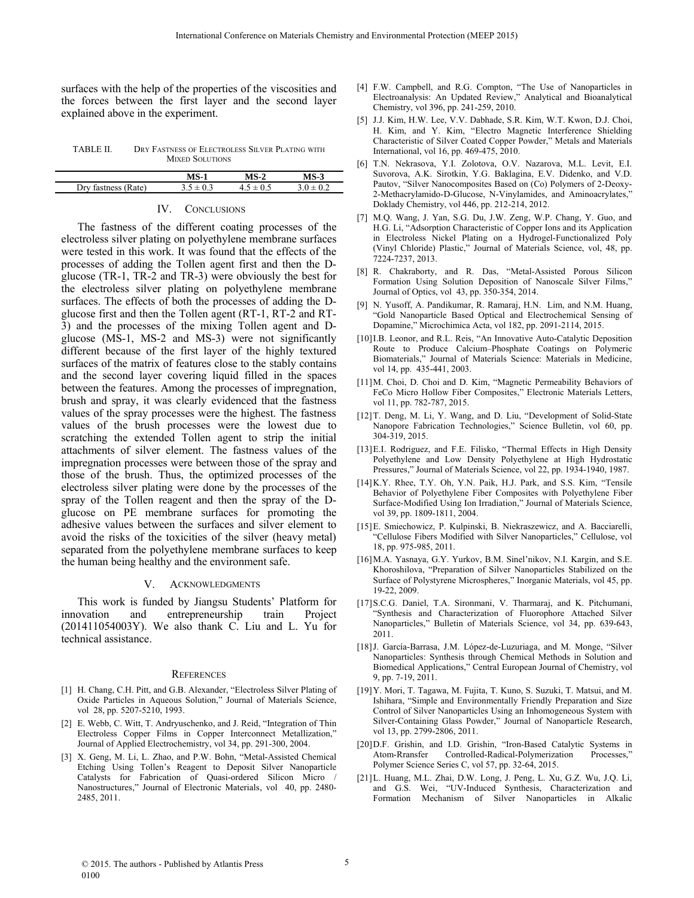surfaces with the help of the properties of the viscosities and the forces between the first layer and the second layer explained above in the experiment.

TABLE II. DRY FASTNESS OF ELECTROLESS SILVER PLATING WITH MIXED SOLUTIONS

| | MS-1 | MS-2 | MS-3 |
|---|---|---|---|
| Dry fastness (Rate) | $3.5 \pm 0.3$ | $4.5 \pm 0.5$ | $3.0 \pm 0.2$ |

## IV. CONCLUSIONS

The fastness of the different coating processes of the electroless silver plating on polyethylene membrane surfaces were tested in this work. It was found that the effects of the processes of adding the Tollen agent first and then the D-glucose (TR-1, TR-2 and TR-3) were obviously the best for the electroless silver plating on polyethylene membrane surfaces. The effects of both the processes of adding the D-glucose first and then the Tollen agent (RT-1, RT-2 and RT-3) and the processes of the mixing Tollen agent and D-glucose (MS-1, MS-2 and MS-3) were not significantly different because of the first layer of the highly textured surfaces of the matrix of features close to the stably contains and the second layer covering liquid filled in the spaces between the features. Among the processes of impregnation, brush and spray, it was clearly evidenced that the fastness values of the spray processes were the highest. The fastness values of the brush processes were the lowest due to scratching the extended Tollen agent to strip the initial attachments of silver element. The fastness values of the impregnation processes were between those of the spray and those of the brush. Thus, the optimized processes of the electroless silver plating were done by the processes of the spray of the Tollen reagent and then the spray of the D-glucose on PE membrane surfaces for promoting the adhesive values between the surfaces and silver element to avoid the risks of the toxicities of the silver (heavy metal) separated from the polyethylene membrane surfaces to keep the human being healthy and the environment safe.

## V. ACKNOWLEDGMENTS

This work is funded by Jiangsu Students' Platform for innovation and entrepreneurship train Project (201411054003Y). We also thank C. Liu and L. Yu for technical assistance.

## REFERENCES

[1] H. Chang, C.H. Pitt, and G.B. Alexander, "Electroless Silver Plating of Oxide Particles in Aqueous Solution," Journal of Materials Science, vol 28, pp. 5207-5210, 1993.

[2] E. Webb, C. Witt, T. Andryuschenko, and J. Reid, "Integration of Thin Electroless Copper Films in Copper Interconnect Metallization," Journal of Applied Electrochemistry, vol 34, pp. 291-300, 2004.

[3] X. Geng, M. Li, L. Zhao, and P.W. Bohn, "Metal-Assisted Chemical Etching Using Tollen's Reagent to Deposit Silver Nanoparticle Catalysts for Fabrication of Quasi-ordered Silicon Micro / Nanostructures," Journal of Electronic Materials, vol 40, pp. 2480-2485, 2011.

[4] F.W. Campbell, and R.G. Compton, "The Use of Nanoparticles in Electroanalysis: An Updated Review," Analytical and Bioanalytical Chemistry, vol 396, pp. 241-259, 2010.

[5] J.J. Kim, H.W. Lee, V.V. Dabhade, S.R. Kim, W.T. Kwon, D.J. Choi, H. Kim, and Y. Kim, "Electro Magnetic Interference Shielding Characteristic of Silver Coated Copper Powder," Metals and Materials International, vol 16, pp. 469-475, 2010.

[6] T.N. Nekrasova, Y.I. Zolotova, O.V. Nazarova, M.L. Levit, E.I. Suvorova, A.K. Sirotkin, Y.G. Baklagina, E.V. Didenko, and V.D. Pautov, "Silver Nanocomposites Based on (Co) Polymers of 2-Deoxy-2-Methacrylamido-D-Glucose, N-Vinylamides, and Aminoacrylates," Doklady Chemistry, vol 446, pp. 212-214, 2012.

[7] M.Q. Wang, J. Yan, S.G. Du, J.W. Zeng, W.P. Chang, Y. Guo, and H.G. Li, "Adsorption Characteristic of Copper Ions and its Application in Electroless Nickel Plating on a Hydrogel-Functionalized Poly (Vinyl Chloride) Plastic," Journal of Materials Science, vol, 48, pp. 7224-7237, 2013.

[8] R. Chakraborty, and R. Das, "Metal-Assisted Porous Silicon Formation Using Solution Deposition of Nanoscale Silver Films," Journal of Optics, vol 43, pp. 350-354, 2014.

[9] N. Yusoff, A. Pandikumar, R. Ramaraj, H.N. Lim, and N.M. Huang, "Gold Nanoparticle Based Optical and Electrochemical Sensing of Dopamine," Microchimica Acta, vol 182, pp. 2091-2114, 2015.

[10] I.B. Leonor, and R.L. Reis, "An Innovative Auto-Catalytic Deposition Route to Produce Calcium–Phosphate Coatings on Polymeric Biomaterials," Journal of Materials Science: Materials in Medicine, vol 14, pp. 435-441, 2003.

[11] M. Choi, D. Choi and D. Kim, "Magnetic Permeability Behaviors of FeCo Micro Hollow Fiber Composites," Electronic Materials Letters, vol 11, pp. 782-787, 2015.

[12] T. Deng, M. Li, Y. Wang, and D. Liu, "Development of Solid-State Nanopore Fabrication Technologies," Science Bulletin, vol 60, pp. 304-319, 2015.

[13] E.I. Rodriguez, and F.E. Filisko, "Thermal Effects in High Density Polyethylene and Low Density Polyethylene at High Hydrostatic Pressures," Journal of Materials Science, vol 22, pp. 1934-1940, 1987.

[14] K.Y. Rhee, T.Y. Oh, Y.N. Paik, H.J. Park, and S.S. Kim, "Tensile Behavior of Polyethylene Fiber Composites with Polyethylene Fiber Surface-Modified Using Ion Irradiation," Journal of Materials Science, vol 39, pp. 1809-1811, 2004.

[15] E. Smiechowicz, P. Kulpinski, B. Niekraszewicz, and A. Bacciarelli, "Cellulose Fibers Modified with Silver Nanoparticles," Cellulose, vol 18, pp. 975-985, 2011.

[16] M.A. Yasnaya, G.Y. Yurkov, B.M. Sinel'nikov, N.I. Kargin, and S.E. Khoroshilova, "Preparation of Silver Nanoparticles Stabilized on the Surface of Polystyrene Microspheres," Inorganic Materials, vol 45, pp. 19-22, 2009.

[17] S.C.G. Daniel, T.A. Sironmani, V. Tharmaraj, and K. Pitchumani, "Synthesis and Characterization of Fluorophore Attached Silver Nanoparticles," Bulletin of Materials Science, vol 34, pp. 639-643, 2011.

[18] J. García-Barrasa, J.M. López-de-Luzuriaga, and M. Monge, "Silver Nanoparticles: Synthesis through Chemical Methods in Solution and Biomedical Applications," Central European Journal of Chemistry, vol 9, pp. 7-19, 2011.

[19] Y. Mori, T. Tagawa, M. Fujita, T. Kuno, S. Suzuki, T. Matsui, and M. Ishihara, "Simple and Environmentally Friendly Preparation and Size Control of Silver Nanoparticles Using an Inhomogeneous System with Silver-Containing Glass Powder," Journal of Nanoparticle Research, vol 13, pp. 2799-2806, 2011.

[20] D.F. Grishin, and I.D. Grishin, "Iron-Based Catalytic Systems in Atom-Rransfer Controlled-Radical-Polymerization Processes," Polymer Science Series C, vol 57, pp. 32-64, 2015.

[21] L. Huang, M.L. Zhai, D.W. Long, J. Peng, L. Xu, G.Z. Wu, J.Q. Li, and G.S. Wei, "UV-Induced Synthesis, Characterization and Formation Mechanism of Silver Nanoparticles in Alkalic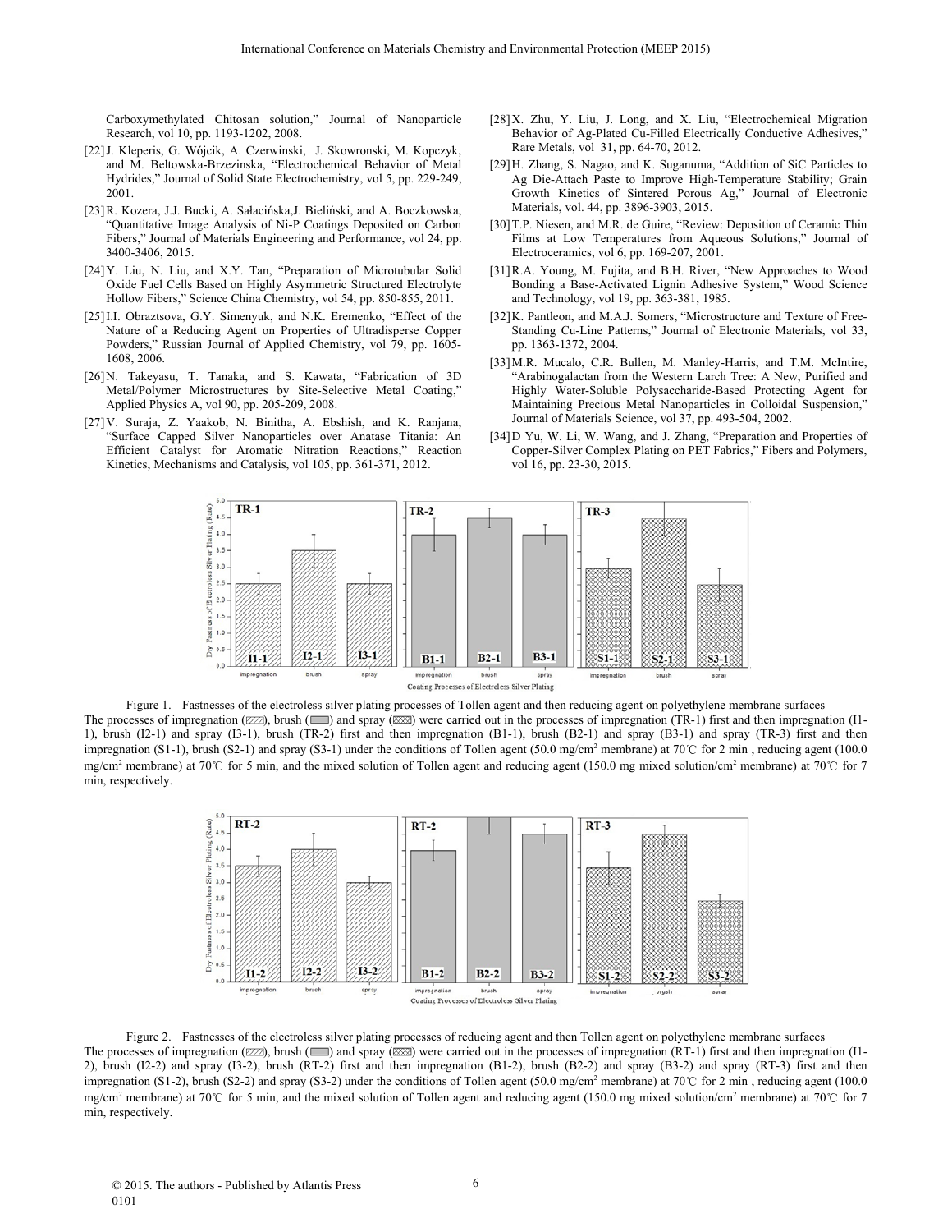Carboxymethylated Chitosan solution," Journal of Nanoparticle Research, vol 10, pp. 1193-1202, 2008.

[22] J. Kleperis, G. Wójcik, A. Czerwinski, J. Skowronski, M. Kopczyk, and M. Beltowska-Brzezinska, "Electrochemical Behavior of Metal Hydrides," Journal of Solid State Electrochemistry, vol 5, pp. 229-249, 2001.

[23] R. Kozera, J.J. Bucki, A. Sałacińska, J. Bieliński, and A. Boczkowska, "Quantitative Image Analysis of Ni-P Coatings Deposited on Carbon Fibers," Journal of Materials Engineering and Performance, vol 24, pp. 3400-3406, 2015.

[24] Y. Liu, N. Liu, and X.Y. Tan, "Preparation of Microtubular Solid Oxide Fuel Cells Based on Highly Asymmetric Structured Electrolyte Hollow Fibers," Science China Chemistry, vol 54, pp. 850-855, 2011.

[25] I.I. Obraztsova, G.Y. Simenyuk, and N.K. Eremenko, "Effect of the Nature of a Reducing Agent on Properties of Ultradisperse Copper Powders," Russian Journal of Applied Chemistry, vol 79, pp. 1605-1608, 2006.

[26] N. Takeyasu, T. Tanaka, and S. Kawata, "Fabrication of 3D Metal/Polymer Microstructures by Site-Selective Metal Coating," Applied Physics A, vol 90, pp. 205-209, 2008.

[27] V. Suraja, Z. Yaakob, N. Binitha, A. Ebshish, and K. Ranjana, "Surface Capped Silver Nanoparticles over Anatase Titania: An Efficient Catalyst for Aromatic Nitration Reactions," Reaction Kinetics, Mechanisms and Catalysis, vol 105, pp. 361-371, 2012.

[28] X. Zhu, Y. Liu, J. Long, and X. Liu, "Electrochemical Migration Behavior of Ag-Plated Cu-Filled Electrically Conductive Adhesives," Rare Metals, vol 31, pp. 64-70, 2012.

[29] H. Zhang, S. Nagao, and K. Suganuma, "Addition of SiC Particles to Ag Die-Attach Paste to Improve High-Temperature Stability; Grain Growth Kinetics of Sintered Porous Ag," Journal of Electronic Materials, vol. 44, pp. 3896-3903, 2015.

[30] T.P. Niesen, and M.R. de Guire, "Review: Deposition of Ceramic Thin Films at Low Temperatures from Aqueous Solutions," Journal of Electroceramics, vol 6, pp. 169-207, 2001.

[31] R.A. Young, M. Fujita, and B.H. River, "New Approaches to Wood Bonding a Base-Activated Lignin Adhesive System," Wood Science and Technology, vol 19, pp. 363-381, 1985.

[32] K. Pantleon, and M.A.J. Somers, "Microstructure and Texture of Free-Standing Cu-Line Patterns," Journal of Electronic Materials, vol 33, pp. 1363-1372, 2004.

[33] M.R. Mucalo, C.R. Bullen, M. Manley-Harris, and T.M. McIntire, "Arabinogalactan from the Western Larch Tree: A New, Purified and Highly Water-Soluble Polysaccharide-Based Protecting Agent for Maintaining Precious Metal Nanoparticles in Colloidal Suspension," Journal of Materials Science, vol 37, pp. 493-504, 2002.

[34] D Yu, W. Li, W. Wang, and J. Zhang, "Preparation and Properties of Copper-Silver Complex Plating on PET Fabrics," Fibers and Polymers, vol 16, pp. 23-30, 2015.

TR-1
TR-2
TR-3
Dry Fastness of Electroless Silver Plating (Rate)
0.0 0.5 1.0 1.5 2.0 2.5 3.0 3.5 4.0 4.5 5.0
I1-1 I2-1 I3-1
B1-1 B2-1 B3-1
S1-1 S2-1 S3-1
impregnation brush spray
Coating Processes of Electroless Silver Plating

Figure 1. Fastnesses of the electroless silver plating processes of Tollen agent and then reducing agent on polyethylene membrane surfaces

The processes of impregnation (▨), brush (▭) and spray (▩) were carried out in the processes of impregnation (TR-1) first and then impregnation (I1-1), brush (I2-1) and spray (I3-1), brush (TR-2) first and then impregnation (B1-1), brush (B2-1) and spray (B3-1) and spray (TR-3) first and then impregnation (S1-1), brush (S2-1) and spray (S3-1) under the conditions of Tollen agent (50.0 mg/cm$^2$ membrane) at 70℃ for 2 min , reducing agent (100.0 mg/cm$^2$ membrane) at 70℃ for 5 min, and the mixed solution of Tollen agent and reducing agent (150.0 mg mixed solution/cm$^2$ membrane) at 70℃ for 7 min, respectively.

RT-2
RT-2
RT-3
Dry Fastness of Electroless Silver Plating (Rate)
0.0 0.5 1.0 1.5 2.0 2.5 3.0 3.5 4.0 4.5 5.0
I1-2 I2-2 I3-2
B1-2 B2-2 B3-2
S1-2 S2-2 S3-2
impregnation brush spray
Coating Processes of Electroless Silver Plating

Figure 2. Fastnesses of the electroless silver plating processes of reducing agent and then Tollen agent on polyethylene membrane surfaces

The processes of impregnation (▨), brush (▭) and spray (▩) were carried out in the processes of impregnation (RT-1) first and then impregnation (I1-2), brush (I2-2) and spray (I3-2), brush (RT-2) first and then impregnation (B1-2), brush (B2-2) and spray (B3-2) and spray (RT-3) first and then impregnation (S1-2), brush (S2-2) and spray (S3-2) under the conditions of Tollen agent (50.0 mg/cm$^2$ membrane) at 70℃ for 2 min , reducing agent (100.0 mg/cm$^2$ membrane) at 70℃ for 5 min, and the mixed solution of Tollen agent and reducing agent (150.0 mg mixed solution/cm$^2$ membrane) at 70℃ for 7 min, respectively.